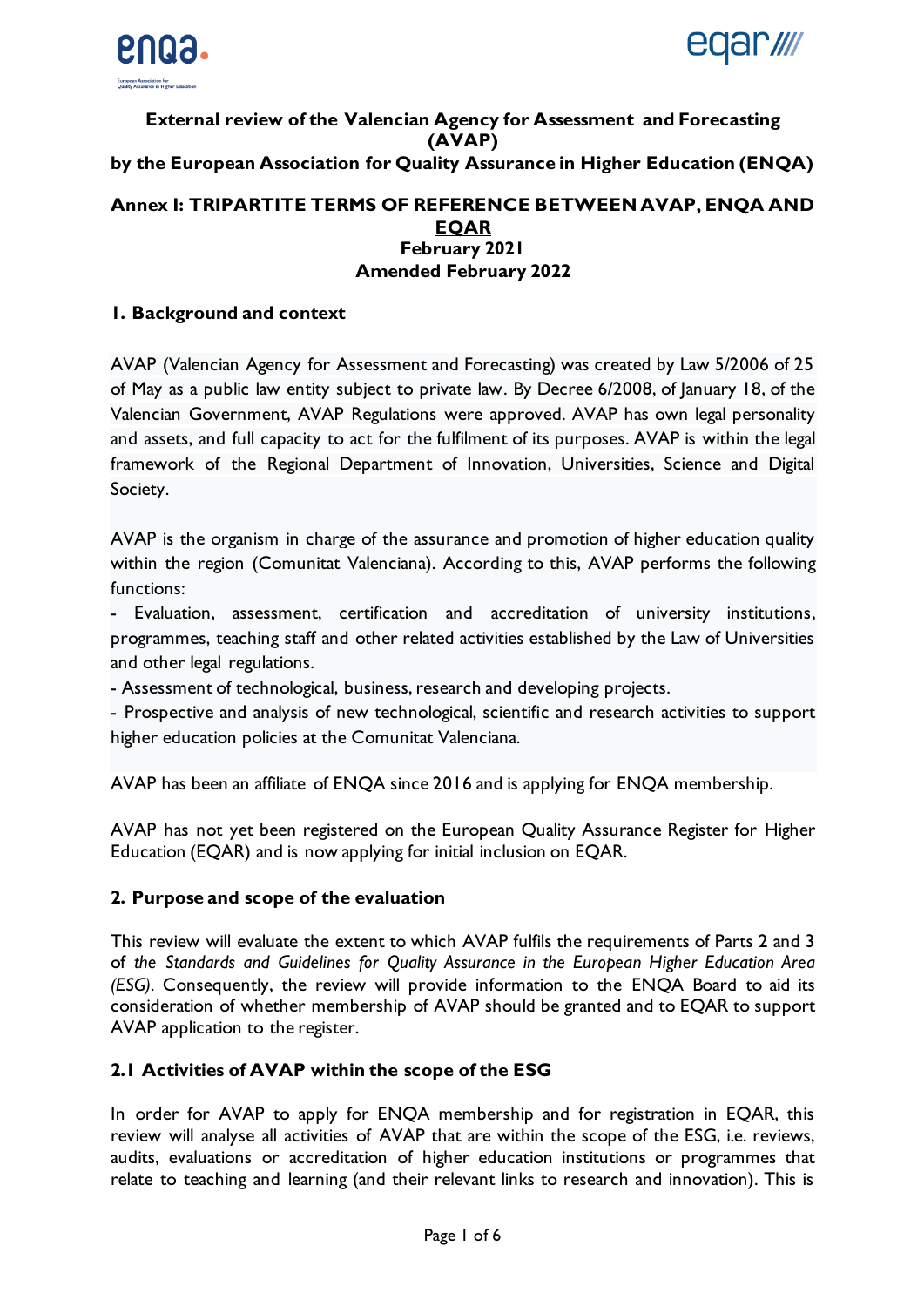**External review of the Valencian Agency for Assessment and Forecasting (AVAP)**
**by the European Association for Quality Assurance in Higher Education (ENQA)**

## Annex I: TRIPARTITE TERMS OF REFERENCE BETWEEN AVAP, ENQA AND EQAR

**February 2021**
**Amended February 2022**

### 1. Background and context

AVAP (Valencian Agency for Assessment and Forecasting) was created by Law 5/2006 of 25 of May as a public law entity subject to private law. By Decree 6/2008, of January 18, of the Valencian Government, AVAP Regulations were approved. AVAP has own legal personality and assets, and full capacity to act for the fulfilment of its purposes. AVAP is within the legal framework of the Regional Department of Innovation, Universities, Science and Digital Society.

AVAP is the organism in charge of the assurance and promotion of higher education quality within the region (Comunitat Valenciana). According to this, AVAP performs the following functions:

- Evaluation, assessment, certification and accreditation of university institutions, programmes, teaching staff and other related activities established by the Law of Universities and other legal regulations.
- Assessment of technological, business, research and developing projects.
- Prospective and analysis of new technological, scientific and research activities to support higher education policies at the Comunitat Valenciana.

AVAP has been an affiliate of ENQA since 2016 and is applying for ENQA membership.

AVAP has not yet been registered on the European Quality Assurance Register for Higher Education (EQAR) and is now applying for initial inclusion on EQAR.

### 2. Purpose and scope of the evaluation

This review will evaluate the extent to which AVAP fulfils the requirements of Parts 2 and 3 of *the Standards and Guidelines for Quality Assurance in the European Higher Education Area (ESG)*. Consequently, the review will provide information to the ENQA Board to aid its consideration of whether membership of AVAP should be granted and to EQAR to support AVAP application to the register.

### 2.1 Activities of AVAP within the scope of the ESG

In order for AVAP to apply for ENQA membership and for registration in EQAR, this review will analyse all activities of AVAP that are within the scope of the ESG, i.e. reviews, audits, evaluations or accreditation of higher education institutions or programmes that relate to teaching and learning (and their relevant links to research and innovation). This is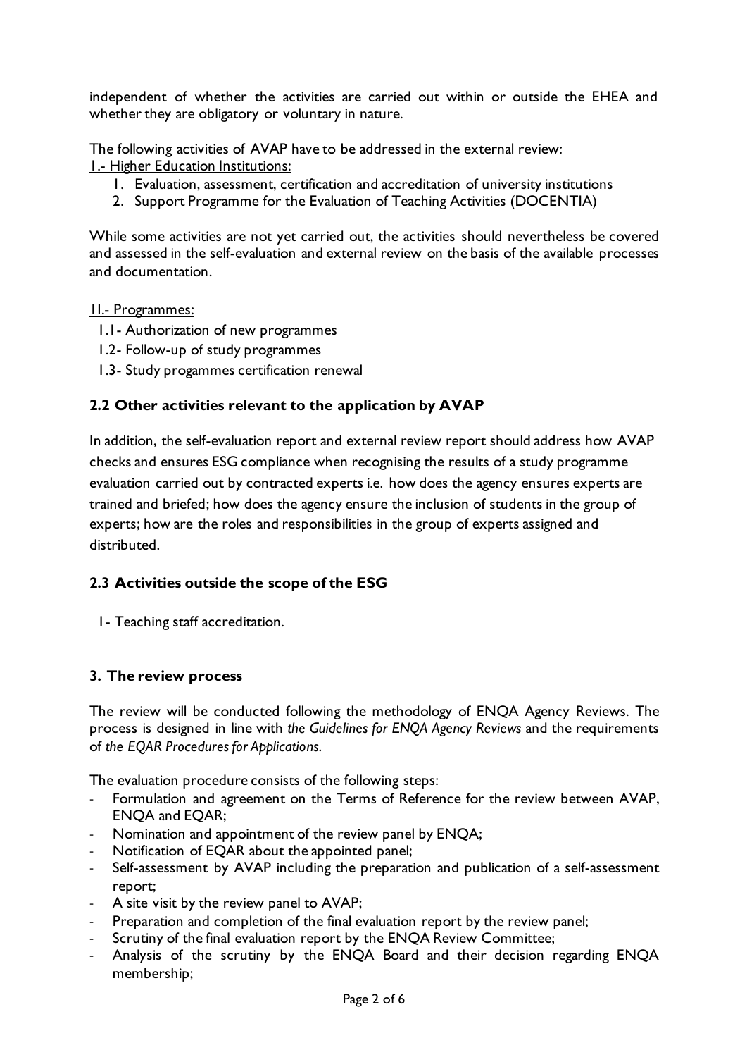independent of whether the activities are carried out within or outside the EHEA and whether they are obligatory or voluntary in nature.

The following activities of AVAP have to be addressed in the external review:

<u>I.- Higher Education Institutions:</u>

1. Evaluation, assessment, certification and accreditation of university institutions
2. Support Programme for the Evaluation of Teaching Activities (DOCENTIA)

While some activities are not yet carried out, the activities should nevertheless be covered and assessed in the self-evaluation and external review on the basis of the available processes and documentation.

<u>II.- Programmes:</u>

1.1- Authorization of new programmes
1.2- Follow-up of study programmes
1.3- Study progammes certification renewal

### 2.2 Other activities relevant to the application by AVAP

In addition, the self-evaluation report and external review report should address how AVAP checks and ensures ESG compliance when recognising the results of a study programme evaluation carried out by contracted experts i.e. how does the agency ensures experts are trained and briefed; how does the agency ensure the inclusion of students in the group of experts; how are the roles and responsibilities in the group of experts assigned and distributed.

### 2.3 Activities outside the scope of the ESG

1- Teaching staff accreditation.

## 3. The review process

The review will be conducted following the methodology of ENQA Agency Reviews. The process is designed in line with *the Guidelines for ENQA Agency Reviews* and the requirements of *the EQAR Procedures for Applications.*

The evaluation procedure consists of the following steps:

- Formulation and agreement on the Terms of Reference for the review between AVAP, ENQA and EQAR;
- Nomination and appointment of the review panel by ENQA;
- Notification of EQAR about the appointed panel;
- Self-assessment by AVAP including the preparation and publication of a self-assessment report;
- A site visit by the review panel to AVAP;
- Preparation and completion of the final evaluation report by the review panel;
- Scrutiny of the final evaluation report by the ENQA Review Committee;
- Analysis of the scrutiny by the ENQA Board and their decision regarding ENQA membership;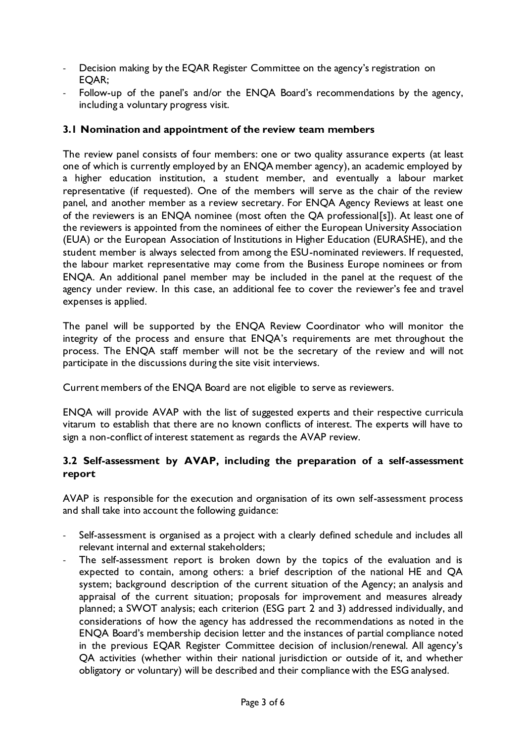- Decision making by the EQAR Register Committee on the agency's registration on EQAR;
- Follow-up of the panel's and/or the ENQA Board's recommendations by the agency, including a voluntary progress visit.

### 3.1 Nomination and appointment of the review team members

The review panel consists of four members: one or two quality assurance experts (at least one of which is currently employed by an ENQA member agency), an academic employed by a higher education institution, a student member, and eventually a labour market representative (if requested). One of the members will serve as the chair of the review panel, and another member as a review secretary. For ENQA Agency Reviews at least one of the reviewers is an ENQA nominee (most often the QA professional[s]). At least one of the reviewers is appointed from the nominees of either the European University Association (EUA) or the European Association of Institutions in Higher Education (EURASHE), and the student member is always selected from among the ESU-nominated reviewers. If requested, the labour market representative may come from the Business Europe nominees or from ENQA. An additional panel member may be included in the panel at the request of the agency under review. In this case, an additional fee to cover the reviewer's fee and travel expenses is applied.

The panel will be supported by the ENQA Review Coordinator who will monitor the integrity of the process and ensure that ENQA's requirements are met throughout the process. The ENQA staff member will not be the secretary of the review and will not participate in the discussions during the site visit interviews.

Current members of the ENQA Board are not eligible to serve as reviewers.

ENQA will provide AVAP with the list of suggested experts and their respective curricula vitarum to establish that there are no known conflicts of interest. The experts will have to sign a non-conflict of interest statement as regards the AVAP review.

### 3.2 Self-assessment by AVAP, including the preparation of a self-assessment report

AVAP is responsible for the execution and organisation of its own self-assessment process and shall take into account the following guidance:

- Self-assessment is organised as a project with a clearly defined schedule and includes all relevant internal and external stakeholders;
- The self-assessment report is broken down by the topics of the evaluation and is expected to contain, among others: a brief description of the national HE and QA system; background description of the current situation of the Agency; an analysis and appraisal of the current situation; proposals for improvement and measures already planned; a SWOT analysis; each criterion (ESG part 2 and 3) addressed individually, and considerations of how the agency has addressed the recommendations as noted in the ENQA Board's membership decision letter and the instances of partial compliance noted in the previous EQAR Register Committee decision of inclusion/renewal. All agency's QA activities (whether within their national jurisdiction or outside of it, and whether obligatory or voluntary) will be described and their compliance with the ESG analysed.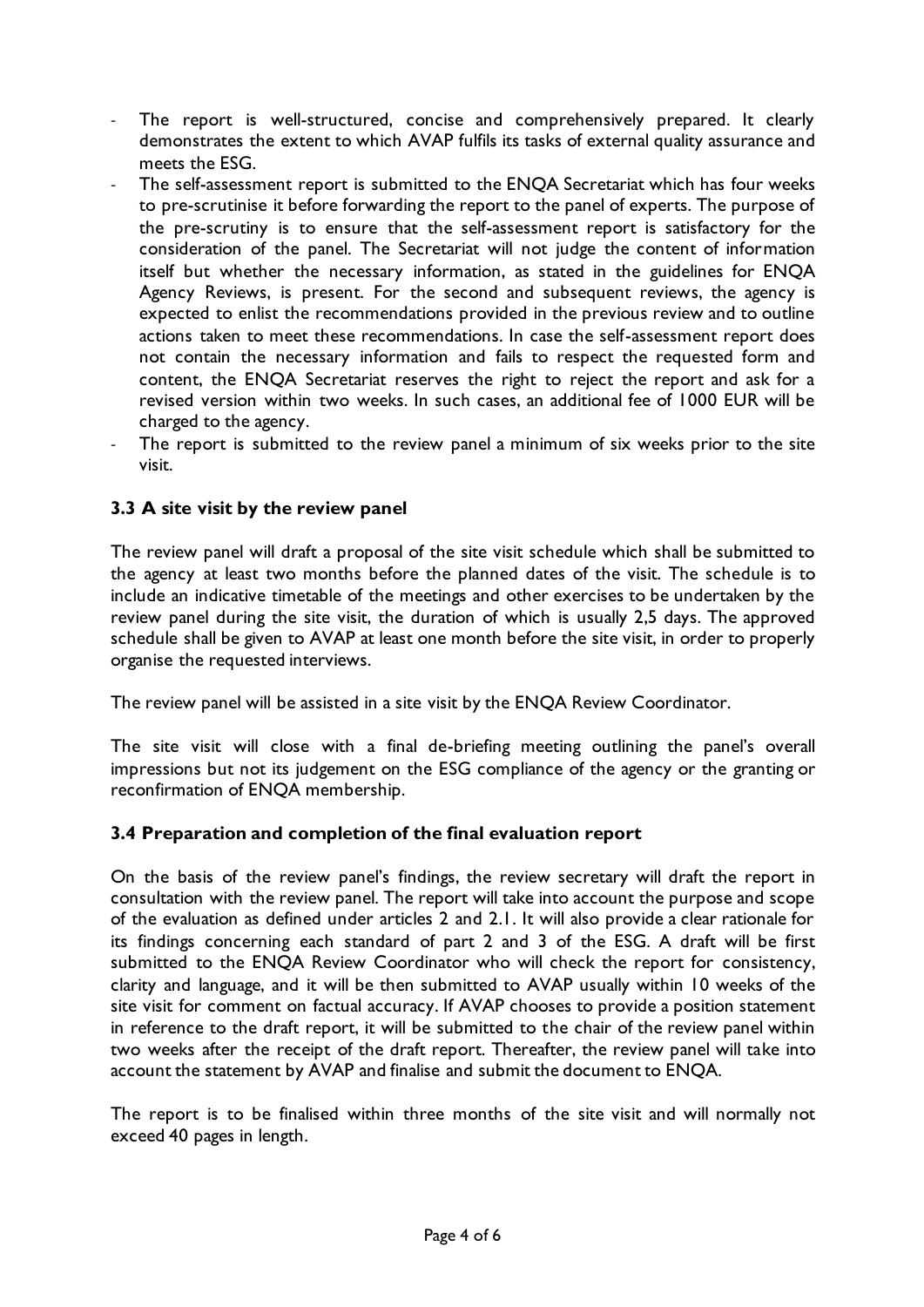- The report is well-structured, concise and comprehensively prepared. It clearly demonstrates the extent to which AVAP fulfils its tasks of external quality assurance and meets the ESG.
- The self-assessment report is submitted to the ENQA Secretariat which has four weeks to pre-scrutinise it before forwarding the report to the panel of experts. The purpose of the pre-scrutiny is to ensure that the self-assessment report is satisfactory for the consideration of the panel. The Secretariat will not judge the content of information itself but whether the necessary information, as stated in the guidelines for ENQA Agency Reviews, is present. For the second and subsequent reviews, the agency is expected to enlist the recommendations provided in the previous review and to outline actions taken to meet these recommendations. In case the self-assessment report does not contain the necessary information and fails to respect the requested form and content, the ENQA Secretariat reserves the right to reject the report and ask for a revised version within two weeks. In such cases, an additional fee of 1000 EUR will be charged to the agency.
- The report is submitted to the review panel a minimum of six weeks prior to the site visit.

### 3.3 A site visit by the review panel

The review panel will draft a proposal of the site visit schedule which shall be submitted to the agency at least two months before the planned dates of the visit. The schedule is to include an indicative timetable of the meetings and other exercises to be undertaken by the review panel during the site visit, the duration of which is usually 2,5 days. The approved schedule shall be given to AVAP at least one month before the site visit, in order to properly organise the requested interviews.

The review panel will be assisted in a site visit by the ENQA Review Coordinator.

The site visit will close with a final de-briefing meeting outlining the panel's overall impressions but not its judgement on the ESG compliance of the agency or the granting or reconfirmation of ENQA membership.

### 3.4 Preparation and completion of the final evaluation report

On the basis of the review panel's findings, the review secretary will draft the report in consultation with the review panel. The report will take into account the purpose and scope of the evaluation as defined under articles 2 and 2.1. It will also provide a clear rationale for its findings concerning each standard of part 2 and 3 of the ESG. A draft will be first submitted to the ENQA Review Coordinator who will check the report for consistency, clarity and language, and it will be then submitted to AVAP usually within 10 weeks of the site visit for comment on factual accuracy. If AVAP chooses to provide a position statement in reference to the draft report, it will be submitted to the chair of the review panel within two weeks after the receipt of the draft report. Thereafter, the review panel will take into account the statement by AVAP and finalise and submit the document to ENQA.

The report is to be finalised within three months of the site visit and will normally not exceed 40 pages in length.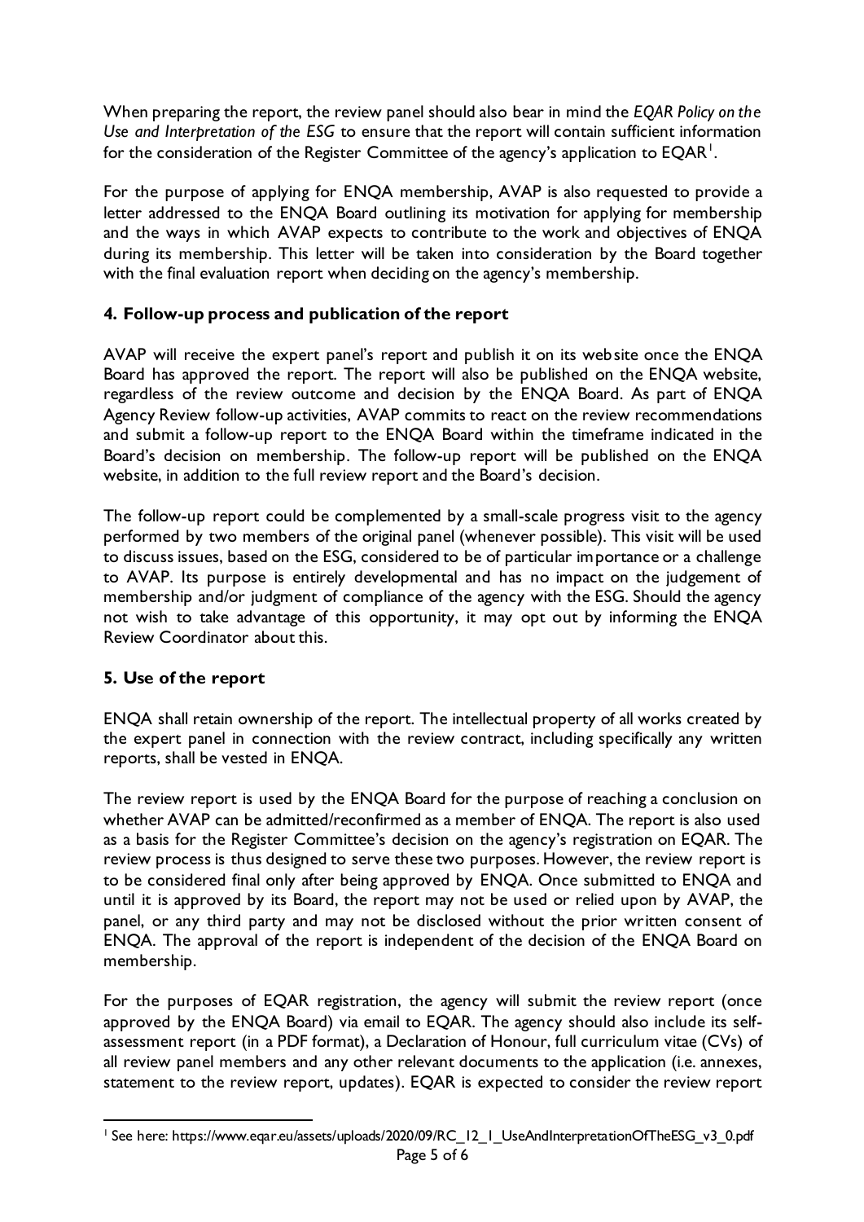When preparing the report, the review panel should also bear in mind the *EQAR Policy on the Use and Interpretation of the ESG* to ensure that the report will contain sufficient information for the consideration of the Register Committee of the agency's application to EQAR[1].

For the purpose of applying for ENQA membership, AVAP is also requested to provide a letter addressed to the ENQA Board outlining its motivation for applying for membership and the ways in which AVAP expects to contribute to the work and objectives of ENQA during its membership. This letter will be taken into consideration by the Board together with the final evaluation report when deciding on the agency's membership.

### 4. Follow-up process and publication of the report

AVAP will receive the expert panel's report and publish it on its website once the ENQA Board has approved the report. The report will also be published on the ENQA website, regardless of the review outcome and decision by the ENQA Board. As part of ENQA Agency Review follow-up activities, AVAP commits to react on the review recommendations and submit a follow-up report to the ENQA Board within the timeframe indicated in the Board's decision on membership. The follow-up report will be published on the ENQA website, in addition to the full review report and the Board's decision.

The follow-up report could be complemented by a small-scale progress visit to the agency performed by two members of the original panel (whenever possible). This visit will be used to discuss issues, based on the ESG, considered to be of particular importance or a challenge to AVAP. Its purpose is entirely developmental and has no impact on the judgement of membership and/or judgment of compliance of the agency with the ESG. Should the agency not wish to take advantage of this opportunity, it may opt out by informing the ENQA Review Coordinator about this.

### 5. Use of the report

ENQA shall retain ownership of the report. The intellectual property of all works created by the expert panel in connection with the review contract, including specifically any written reports, shall be vested in ENQA.

The review report is used by the ENQA Board for the purpose of reaching a conclusion on whether AVAP can be admitted/reconfirmed as a member of ENQA. The report is also used as a basis for the Register Committee's decision on the agency's registration on EQAR. The review process is thus designed to serve these two purposes. However, the review report is to be considered final only after being approved by ENQA. Once submitted to ENQA and until it is approved by its Board, the report may not be used or relied upon by AVAP, the panel, or any third party and may not be disclosed without the prior written consent of ENQA. The approval of the report is independent of the decision of the ENQA Board on membership.

For the purposes of EQAR registration, the agency will submit the review report (once approved by the ENQA Board) via email to EQAR. The agency should also include its self-assessment report (in a PDF format), a Declaration of Honour, full curriculum vitae (CVs) of all review panel members and any other relevant documents to the application (i.e. annexes, statement to the review report, updates). EQAR is expected to consider the review report

---

[1] See here: https://www.eqar.eu/assets/uploads/2020/09/RC_12_1_UseAndInterpretationOfTheESG_v3_0.pdf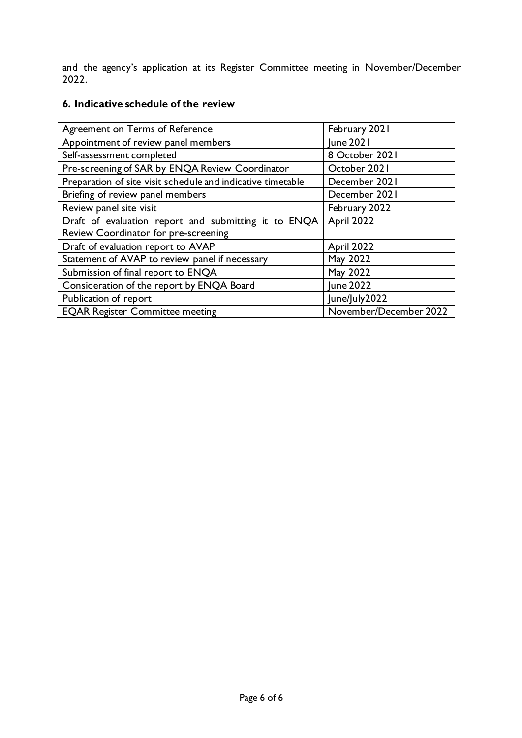and the agency's application at its Register Committee meeting in November/December 2022.

### 6. Indicative schedule of the review

| | |
|---|---|
| Agreement on Terms of Reference | February 2021 |
| Appointment of review panel members | June 2021 |
| Self-assessment completed | 8 October 2021 |
| Pre-screening of SAR by ENQA Review Coordinator | October 2021 |
| Preparation of site visit schedule and indicative timetable | December 2021 |
| Briefing of review panel members | December 2021 |
| Review panel site visit | February 2022 |
| Draft of evaluation report and submitting it to ENQA Review Coordinator for pre-screening | April 2022 |
| Draft of evaluation report to AVAP | April 2022 |
| Statement of AVAP to review panel if necessary | May 2022 |
| Submission of final report to ENQA | May 2022 |
| Consideration of the report by ENQA Board | June 2022 |
| Publication of report | June/July2022 |
| EQAR Register Committee meeting | November/December 2022 |